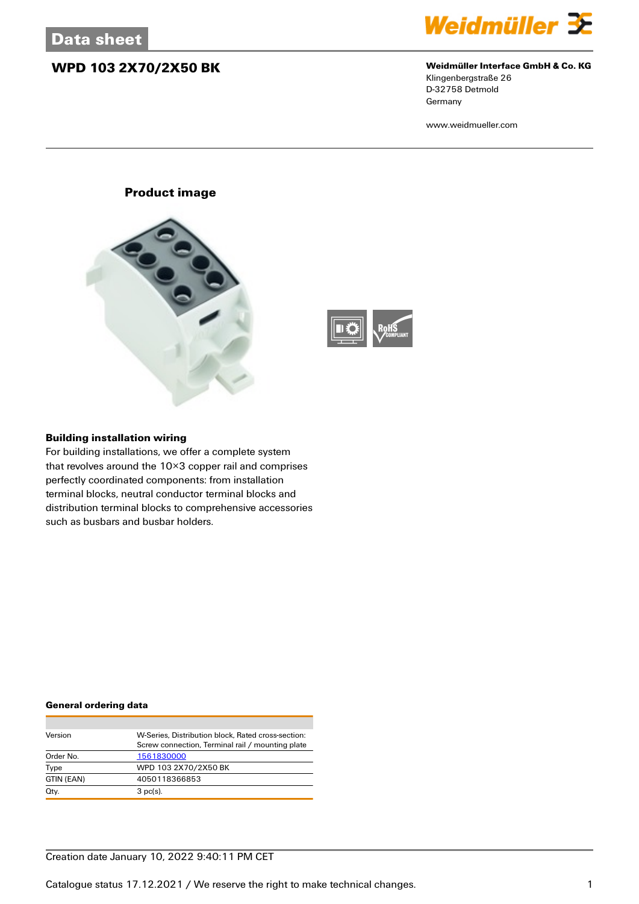Data sheet

# WPD 103 2X70/2X50 BK

**Weidmüller Interface GmbH & Co. KG**
Klingenbergstraße 26
D-32758 Detmold
Germany

www.weidmueller.com

## Product image

### Building installation wiring

For building installations, we offer a complete system that revolves around the 10×3 copper rail and comprises perfectly coordinated components: from installation terminal blocks, neutral conductor terminal blocks and distribution terminal blocks to comprehensive accessories such as busbars and busbar holders.

### General ordering data

| | |
|---|---|
| Version | W-Series, Distribution block, Rated cross-section: Screw connection, Terminal rail / mounting plate |
| Order No. | 1561830000 |
| Type | WPD 103 2X70/2X50 BK |
| GTIN (EAN) | 4050118366853 |
| Qty. | 3 pc(s). |

Creation date January 10, 2022 9:40:11 PM CET

Catalogue status 17.12.2021 / We reserve the right to make technical changes.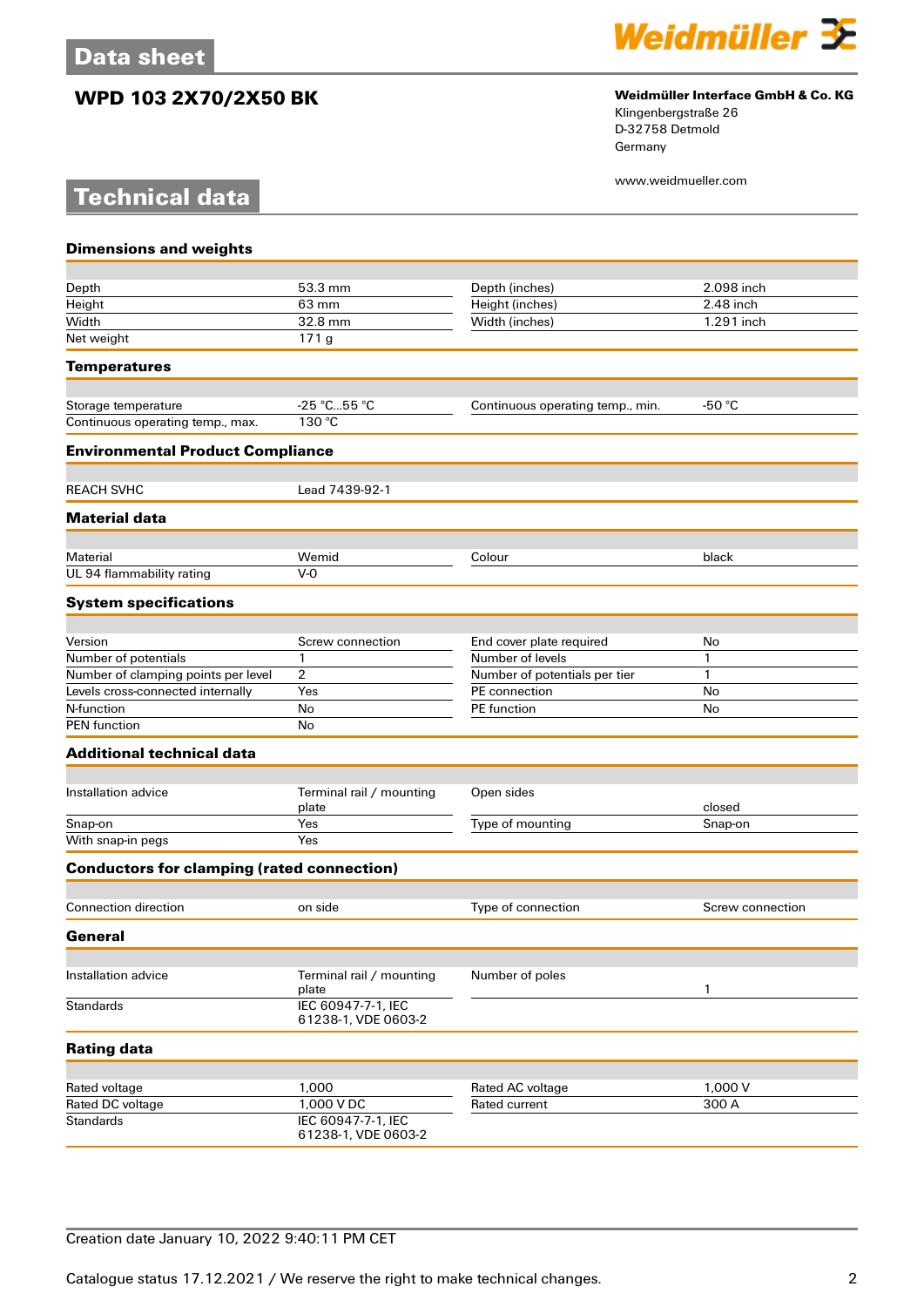# WPD 103 2X70/2X50 BK

**Weidmüller Interface GmbH & Co. KG**
Klingenbergstraße 26
D-32758 Detmold
Germany

www.weidmueller.com

## Technical data

### Dimensions and weights

| | | | |
|---|---|---|---|
| Depth | 53.3 mm | Depth (inches) | 2.098 inch |
| Height | 63 mm | Height (inches) | 2.48 inch |
| Width | 32.8 mm | Width (inches) | 1.291 inch |
| Net weight | 171 g | | |

### Temperatures

| | | | |
|---|---|---|---|
| Storage temperature | -25 °C...55 °C | Continuous operating temp., min. | -50 °C |
| Continuous operating temp., max. | 130 °C | | |

### Environmental Product Compliance

| | |
|---|---|
| REACH SVHC | Lead 7439-92-1 |

### Material data

| | | | |
|---|---|---|---|
| Material | Wemid | Colour | black |
| UL 94 flammability rating | V-0 | | |

### System specifications

| | | | |
|---|---|---|---|
| Version | Screw connection | End cover plate required | No |
| Number of potentials | 1 | Number of levels | 1 |
| Number of clamping points per level | 2 | Number of potentials per tier | 1 |
| Levels cross-connected internally | Yes | PE connection | No |
| N-function | No | PE function | No |
| PEN function | No | | |

### Additional technical data

| | | | |
|---|---|---|---|
| Installation advice | Terminal rail / mounting plate | Open sides | closed |
| Snap-on | Yes | Type of mounting | Snap-on |
| With snap-in pegs | Yes | | |

### Conductors for clamping (rated connection)

| | | | |
|---|---|---|---|
| Connection direction | on side | Type of connection | Screw connection |

### General

| | | | |
|---|---|---|---|
| Installation advice | Terminal rail / mounting plate | Number of poles | 1 |
| Standards | IEC 60947-7-1, IEC 61238-1, VDE 0603-2 | | |

### Rating data

| | | | |
|---|---|---|---|
| Rated voltage | 1,000 | Rated AC voltage | 1,000 V |
| Rated DC voltage | 1,000 V DC | Rated current | 300 A |
| Standards | IEC 60947-7-1, IEC 61238-1, VDE 0603-2 | | |

Creation date January 10, 2022 9:40:11 PM CET

Catalogue status 17.12.2021 / We reserve the right to make technical changes.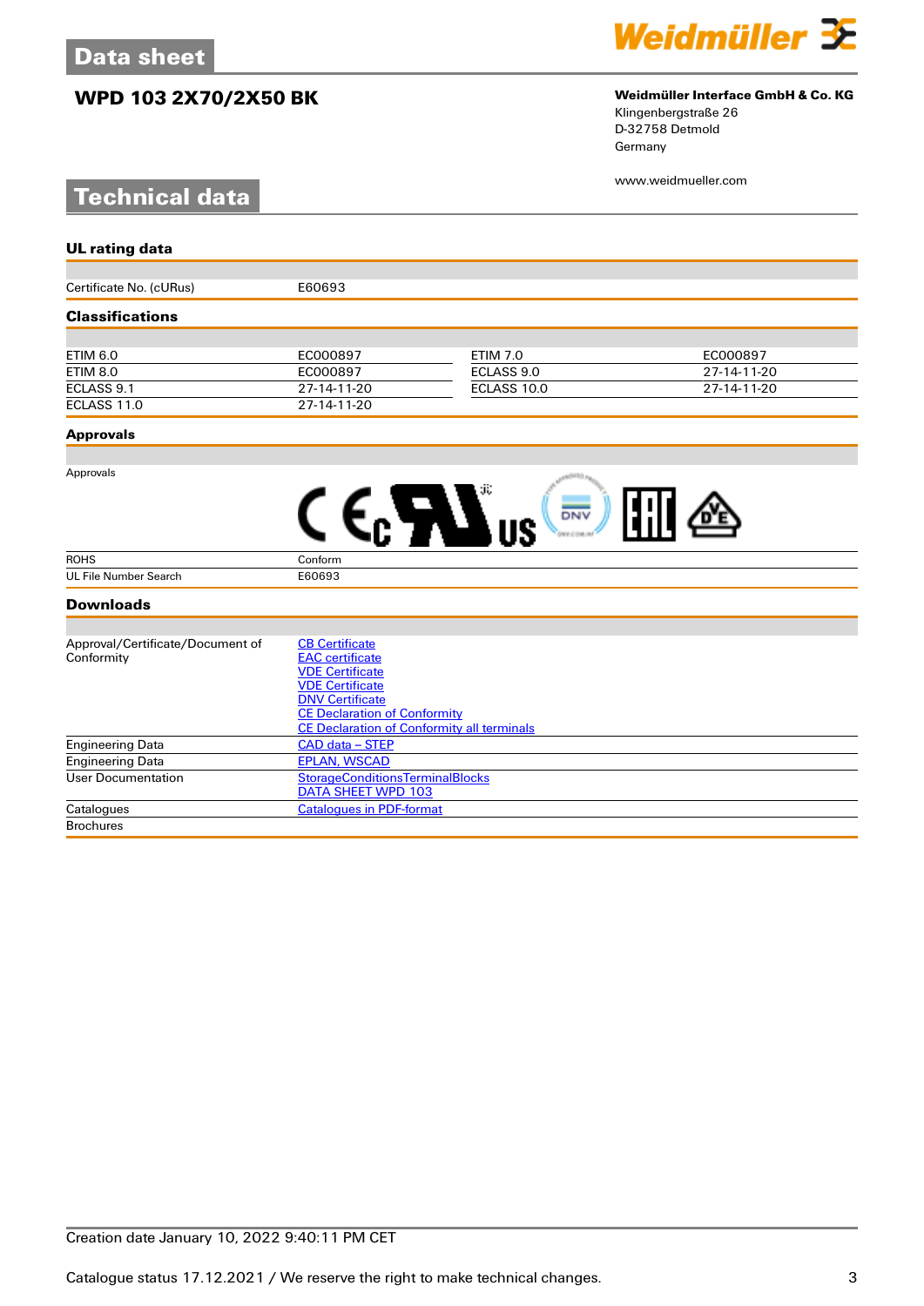# Data sheet

## WPD 103 2X70/2X50 BK

**Weidmüller Interface GmbH & Co. KG**
Klingenbergstraße 26
D-32758 Detmold
Germany

www.weidmueller.com

# Technical data

### UL rating data

| | |
|---|---|
| Certificate No. (cURus) | E60693 |

### Classifications

| | | | |
|---|---|---|---|
| ETIM 6.0 | EC000897 | ETIM 7.0 | EC000897 |
| ETIM 8.0 | EC000897 | ECLASS 9.0 | 27-14-11-20 |
| ECLASS 9.1 | 27-14-11-20 | ECLASS 10.0 | 27-14-11-20 |
| ECLASS 11.0 | 27-14-11-20 | | |

### Approvals

| | |
|---|---|
| Approvals | |
| ROHS | Conform |
| UL File Number Search | E60693 |

### Downloads

| | |
|---|---|
| Approval/Certificate/Document of Conformity | CB Certificate<br>EAC certificate<br>VDE Certificate<br>VDE Certificate<br>DNV Certificate<br>CE Declaration of Conformity<br>CE Declaration of Conformity all terminals |
| Engineering Data | CAD data – STEP |
| Engineering Data | EPLAN, WSCAD |
| User Documentation | StorageConditionsTerminalBlocks<br>DATA SHEET WPD 103 |
| Catalogues | Catalogues in PDF-format |
| Brochures | |

Creation date January 10, 2022 9:40:11 PM CET

Catalogue status 17.12.2021 / We reserve the right to make technical changes.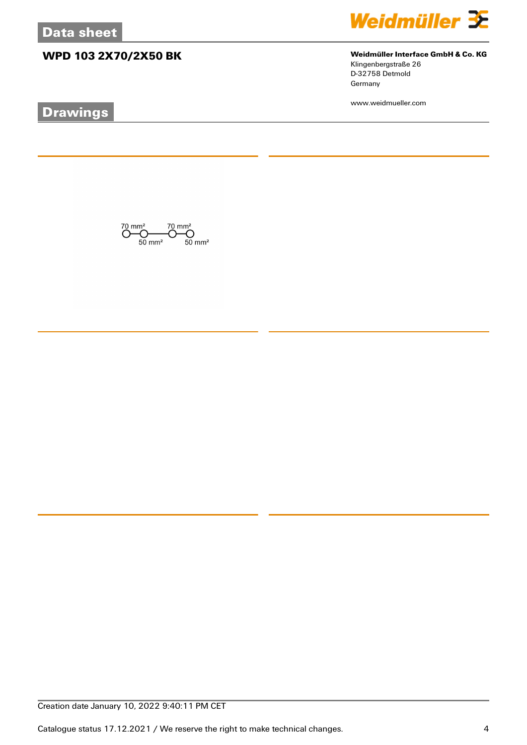# Data sheet

## WPD 103 2X70/2X50 BK

**Weidmüller Interface GmbH & Co. KG**
Klingenbergstraße 26
D-32758 Detmold
Germany

www.weidmueller.com

## Drawings

70 mm² 70 mm²
50 mm² 50 mm²

Creation date January 10, 2022 9:40:11 PM CET

Catalogue status 17.12.2021 / We reserve the right to make technical changes.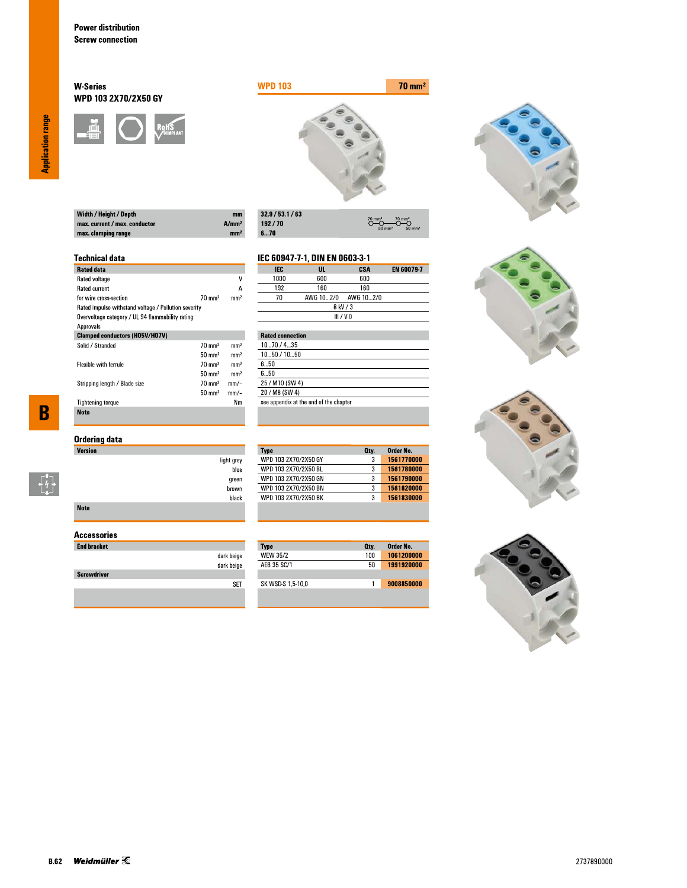Power distribution
Screw connection

## W-Series
## WPD 103 2X70/2X50 GY

**WPD 103** — **70 mm²**

| | | |
|---|---|---|
| **Width / Height / Depth** | mm | 32.9 / 53.1 / 63 |
| **max. current / max. conductor** | A/mm² | 192 / 70 |
| **max. clamping range** | mm² | 6...70 |

70 mm² — 70 mm²
50 mm² — 50 mm²

### Technical data

**IEC 60947-7-1, DIN EN 0603-3-1**

| Rated data | | | IEC | UL | CSA | EN 60079-7 |
|---|---|---|---|---|---|---|
| Rated voltage | | V | 1000 | 600 | 600 | |
| Rated current | | A | 192 | 160 | 160 | |
| for wire cross-section | 70 mm² | mm² | 70 | AWG 10...2/0 | AWG 10...2/0 | |
| Rated impulse withstand voltage / Pollution severity | | | 8 kV / 3 | | | |
| Overvoltage category / UL 94 flammability rating | | | III / V-0 | | | |
| Approvals | | | | | | |

| Clamped conductors (H05V/H07V) | | | Rated connection |
|---|---|---|---|
| Solid / Stranded | 70 mm² | mm² | 10...70 / 4...35 |
| | 50 mm² | mm² | 10...50 / 10...50 |
| Flexible with ferrule | 70 mm² | mm² | 6...50 |
| | 50 mm² | mm² | 6...50 |
| Stripping length / Blade size | 70 mm² | mm/– | 25 / M10 (SW 4) |
| | 50 mm² | mm/– | 20 / M8 (SW 4) |
| Tightening torque | | Nm | see appendix at the end of the chapter |
| **Note** | | | |

### Ordering data

| Version | Type | Qty. | Order No. |
|---|---|---|---|
| light grey | WPD 103 2X70/2X50 GY | 3 | 1561770000 |
| blue | WPD 103 2X70/2X50 BL | 3 | 1561780000 |
| green | WPD 103 2X70/2X50 GN | 3 | 1561790000 |
| brown | WPD 103 2X70/2X50 BN | 3 | 1561820000 |
| black | WPD 103 2X70/2X50 BK | 3 | 1561830000 |
| **Note** | | | |

### Accessories

| End bracket | Type | Qty. | Order No. |
|---|---|---|---|
| dark beige | WEW 35/2 | 100 | 1061200000 |
| dark beige | AEB 35 SC/1 | 50 | 1991920000 |
| **Screwdriver** | | | |
| SET | SK WSD-S 1,5-10,0 | 1 | 9008850000 |

2737890000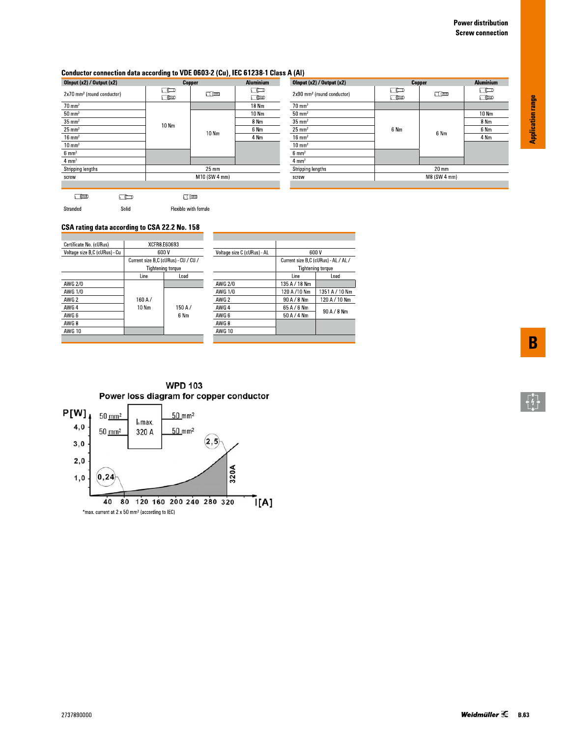## Conductor connection data according to VDE 0603-2 (Cu), IEC 61238-1 Class A (Al)

| OInput (x2) / Output (x2) | Copper | | Aluminium |
|---|---|---|---|
| 2x70 mm² (round conductor) | Solid / Stranded | Flexible with ferrule | Solid / Stranded |
| 70 mm² | 10 Nm | | 18 Nm |
| 50 mm² | 10 Nm | 10 Nm | 10 Nm |
| 35 mm² | 10 Nm | 10 Nm | 8 Nm |
| 25 mm² | 10 Nm | 10 Nm | 6 Nm |
| 16 mm² | 10 Nm | 10 Nm | 4 Nm |
| 10 mm² | 10 Nm | 10 Nm | |
| 6 mm² | | 10 Nm | |
| 4 mm² | | | |
| Stripping lengths | 25 mm | | |
| screw | M10 (SW 4 mm) | | |

| OInput (x2) / Output (x2) | Copper | | Aluminium |
|---|---|---|---|
| 2x90 mm² (round conductor) | Solid / Stranded | Flexible with ferrule | Solid / Stranded |
| 70 mm² | | | |
| 50 mm² | 6 Nm | 6 Nm | 10 Nm |
| 35 mm² | 6 Nm | 6 Nm | 8 Nm |
| 25 mm² | 6 Nm | 6 Nm | 6 Nm |
| 16 mm² | 6 Nm | 6 Nm | 4 Nm |
| 10 mm² | 6 Nm | 6 Nm | |
| 6 mm² | | 6 Nm | |
| 4 mm² | | | |
| Stripping lengths | 20 mm | | |
| screw | M8 (SW 4 mm) | | |

Stranded   Solid   Flexible with ferrule

## CSA rating data according to CSA 22.2 No. 158

| | | |
|---|---|---|
| Certificate No. (cURus) | XCFR8.E60693 | |
| Voltage size B,C (cURus) - Cu | 600 V | |
| | Current size B,C (cURus) - CU / CU / Tightening torque | |
| | Line | Load |
| AWG 2/0 | 160 A / 10 Nm | |
| AWG 1/0 | 160 A / 10 Nm | 150 A / 6 Nm |
| AWG 2 | 160 A / 10 Nm | 150 A / 6 Nm |
| AWG 4 | 160 A / 10 Nm | 150 A / 6 Nm |
| AWG 6 | 160 A / 10 Nm | 150 A / 6 Nm |
| AWG 8 | 160 A / 10 Nm | 150 A / 6 Nm |
| AWG 10 | | 150 A / 6 Nm |

| | | |
|---|---|---|
| Voltage size C (cURus) - AL | 600 V | |
| | Current size B,C (cURus) - AL / AL / Tightening torque | |
| | Line | Load |
| AWG 2/0 | 135 A / 18 Nm | |
| AWG 1/0 | 120 A /10 Nm | 1351 A / 10 Nm |
| AWG 2 | 90 A / 8 Nm | 120 A / 10 Nm |
| AWG 4 | 65 A / 6 Nm | 90 A / 8 Nm |
| AWG 6 | 50 A / 4 Nm | 90 A / 8 Nm |
| AWG 8 | | |
| AWG 10 | | |

WPD 103
Power loss diagram for copper conductor

P[W]
4,0
3,0
2,0
1,0
50 mm²
50 mm²
$I_n$ max.
320 A
50 mm²
50 mm²
2,5
0,24
320A
40 80 120 160 200 240 280 320
I[A]

*max. current at 2 x 50 mm² (according to IEC)